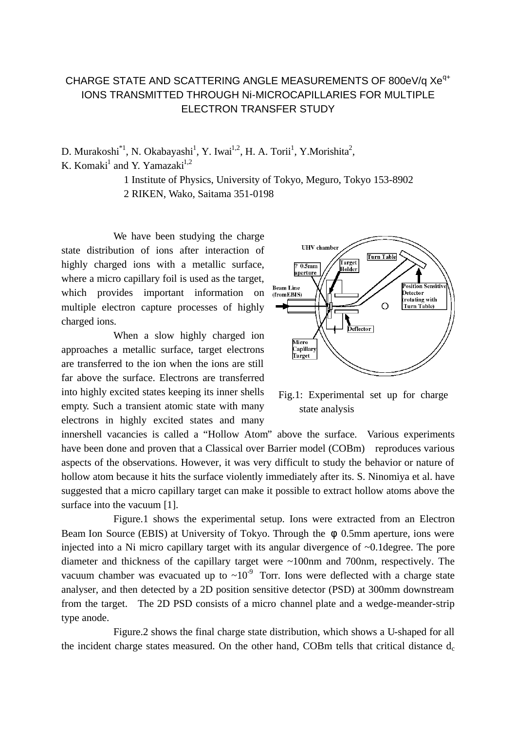# CHARGE STATE AND SCATTERING ANGLE MEASUREMENTS OF 800eV/q $Xe^{q+}$ IONS TRANSMITTED THROUGH Ni-MICROCAPILLARIES FOR MULTIPLE ELECTRON TRANSFER STUDY

D. Murakoshi[*1], N. Okabayashi[1], Y. Iwai[1,2], H. A. Torii[1], Y.Morishita[2], K. Komaki[1] and Y. Yamazaki[1,2]

1 Institute of Physics, University of Tokyo, Meguro, Tokyo 153-8902

2 RIKEN, Wako, Saitama 351-0198

We have been studying the charge state distribution of ions after interaction of highly charged ions with a metallic surface, where a micro capillary foil is used as the target, which provides important information on multiple electron capture processes of highly charged ions.

When a slow highly charged ion approaches a metallic surface, target electrons are transferred to the ion when the ions are still far above the surface. Electrons are transferred into highly excited states keeping its inner shells empty. Such a transient atomic state with many electrons in highly excited states and many innershell vacancies is called a "Hollow Atom" above the surface. Various experiments have been done and proven that a Classical over Barrier model (COBm) reproduces various aspects of the observations. However, it was very difficult to study the behavior or nature of hollow atom because it hits the surface violently immediately after its. S. Ninomiya et al. have suggested that a micro capillary target can make it possible to extract hollow atoms above the surface into the vacuum [1].

Fig.1: Experimental set up for charge state analysis

Figure.1 shows the experimental setup. Ions were extracted from an Electron Beam Ion Source (EBIS) at University of Tokyo. Through the φ 0.5mm aperture, ions were injected into a Ni micro capillary target with its angular divergence of ~0.1degree. The pore diameter and thickness of the capillary target were ~100nm and 700nm, respectively. The vacuum chamber was evacuated up to ~$10^{-9}$ Torr. Ions were deflected with a charge state analyser, and then detected by a 2D position sensitive detector (PSD) at 300mm downstream from the target. The 2D PSD consists of a micro channel plate and a wedge-meander-strip type anode.

Figure.2 shows the final charge state distribution, which shows a U-shaped for all the incident charge states measured. On the other hand, COBm tells that critical distance $d_c$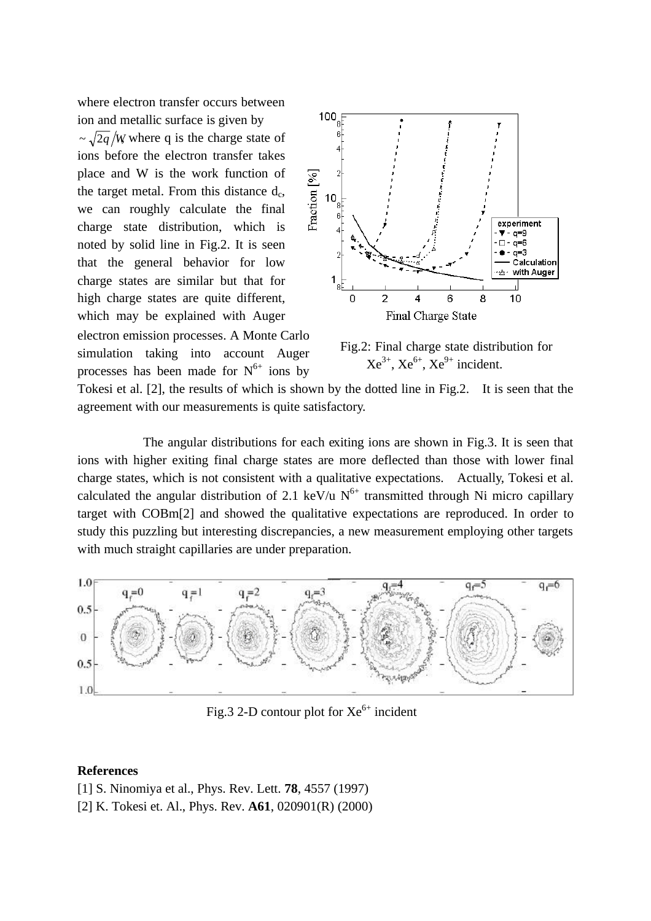where electron transfer occurs between ion and metallic surface is given by $\sim \sqrt{2q}/W$, where q is the charge state of ions before the electron transfer takes place and W is the work function of the target metal. From this distance $d_c$, we can roughly calculate the final charge state distribution, which is noted by solid line in Fig.2. It is seen that the general behavior for low charge states are similar but that for high charge states are quite different, which may be explained with Auger electron emission processes. A Monte Carlo simulation taking into account Auger processes has been made for $N^{6+}$ ions by Tokesi et al. [2], the results of which is shown by the dotted line in Fig.2. It is seen that the agreement with our measurements is quite satisfactory.

Fraction [%]
100
10
1
0 2 4 6 8 10
Final Charge State
experiment
q=9
q=6
q=3
Calculation
with Auger

Fig.2: Final charge state distribution for $Xe^{3+}$, $Xe^{6+}$, $Xe^{9+}$ incident.

The angular distributions for each exiting ions are shown in Fig.3. It is seen that ions with higher exiting final charge states are more deflected than those with lower final charge states, which is not consistent with a qualitative expectations. Actually, Tokesi et al. calculated the angular distribution of 2.1 keV/u $N^{6+}$ transmitted through Ni micro capillary target with COBm[2] and showed the qualitative expectations are reproduced. In order to study this puzzling but interesting discrepancies, a new measurement employing other targets with much straight capillaries are under preparation.

1.0
0.5
0
0.5
1.0
$q_f$=0 $q_f$=1 $q_f$=2 $q_f$=3 $q_f$=4 $q_f$=5 $q_f$=6

Fig.3 2-D contour plot for $Xe^{6+}$ incident

**References**

[1] S. Ninomiya et al., Phys. Rev. Lett. **78**, 4557 (1997)

[2] K. Tokesi et. Al., Phys. Rev. **A61**, 020901(R) (2000)